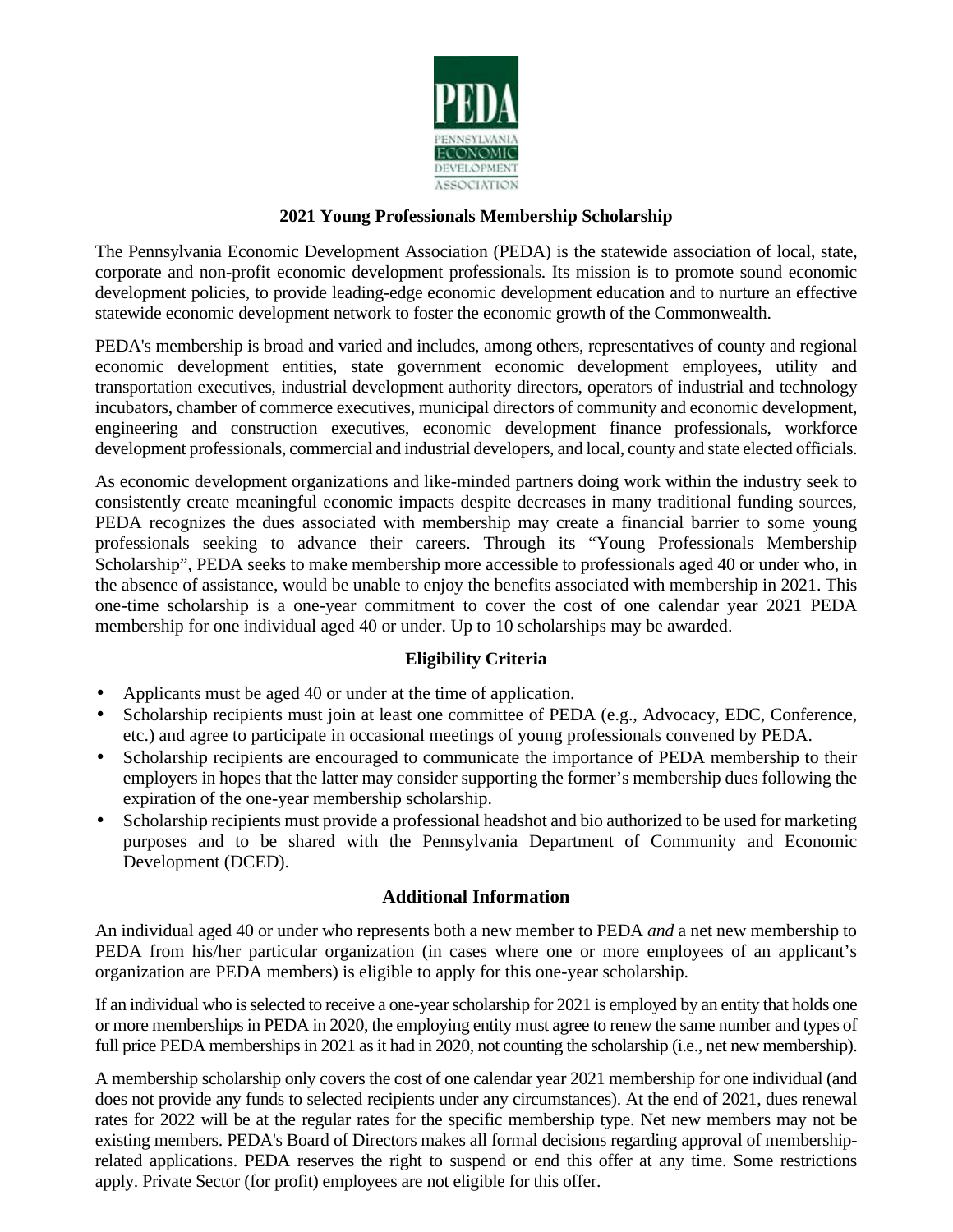PEDA

PENNSYLVANIA ECONOMIC DEVELOPMENT ASSOCIATION

# 2021 Young Professionals Membership Scholarship

The Pennsylvania Economic Development Association (PEDA) is the statewide association of local, state, corporate and non-profit economic development professionals. Its mission is to promote sound economic development policies, to provide leading-edge economic development education and to nurture an effective statewide economic development network to foster the economic growth of the Commonwealth.

PEDA's membership is broad and varied and includes, among others, representatives of county and regional economic development entities, state government economic development employees, utility and transportation executives, industrial development authority directors, operators of industrial and technology incubators, chamber of commerce executives, municipal directors of community and economic development, engineering and construction executives, economic development finance professionals, workforce development professionals, commercial and industrial developers, and local, county and state elected officials.

As economic development organizations and like-minded partners doing work within the industry seek to consistently create meaningful economic impacts despite decreases in many traditional funding sources, PEDA recognizes the dues associated with membership may create a financial barrier to some young professionals seeking to advance their careers. Through its "Young Professionals Membership Scholarship", PEDA seeks to make membership more accessible to professionals aged 40 or under who, in the absence of assistance, would be unable to enjoy the benefits associated with membership in 2021. This one-time scholarship is a one-year commitment to cover the cost of one calendar year 2021 PEDA membership for one individual aged 40 or under. Up to 10 scholarships may be awarded.

## Eligibility Criteria

- Applicants must be aged 40 or under at the time of application.
- Scholarship recipients must join at least one committee of PEDA (e.g., Advocacy, EDC, Conference, etc.) and agree to participate in occasional meetings of young professionals convened by PEDA.
- Scholarship recipients are encouraged to communicate the importance of PEDA membership to their employers in hopes that the latter may consider supporting the former's membership dues following the expiration of the one-year membership scholarship.
- Scholarship recipients must provide a professional headshot and bio authorized to be used for marketing purposes and to be shared with the Pennsylvania Department of Community and Economic Development (DCED).

## Additional Information

An individual aged 40 or under who represents both a new member to PEDA *and* a net new membership to PEDA from his/her particular organization (in cases where one or more employees of an applicant's organization are PEDA members) is eligible to apply for this one-year scholarship.

If an individual who is selected to receive a one-year scholarship for 2021 is employed by an entity that holds one or more memberships in PEDA in 2020, the employing entity must agree to renew the same number and types of full price PEDA memberships in 2021 as it had in 2020, not counting the scholarship (i.e., net new membership).

A membership scholarship only covers the cost of one calendar year 2021 membership for one individual (and does not provide any funds to selected recipients under any circumstances). At the end of 2021, dues renewal rates for 2022 will be at the regular rates for the specific membership type. Net new members may not be existing members. PEDA's Board of Directors makes all formal decisions regarding approval of membership-related applications. PEDA reserves the right to suspend or end this offer at any time. Some restrictions apply. Private Sector (for profit) employees are not eligible for this offer.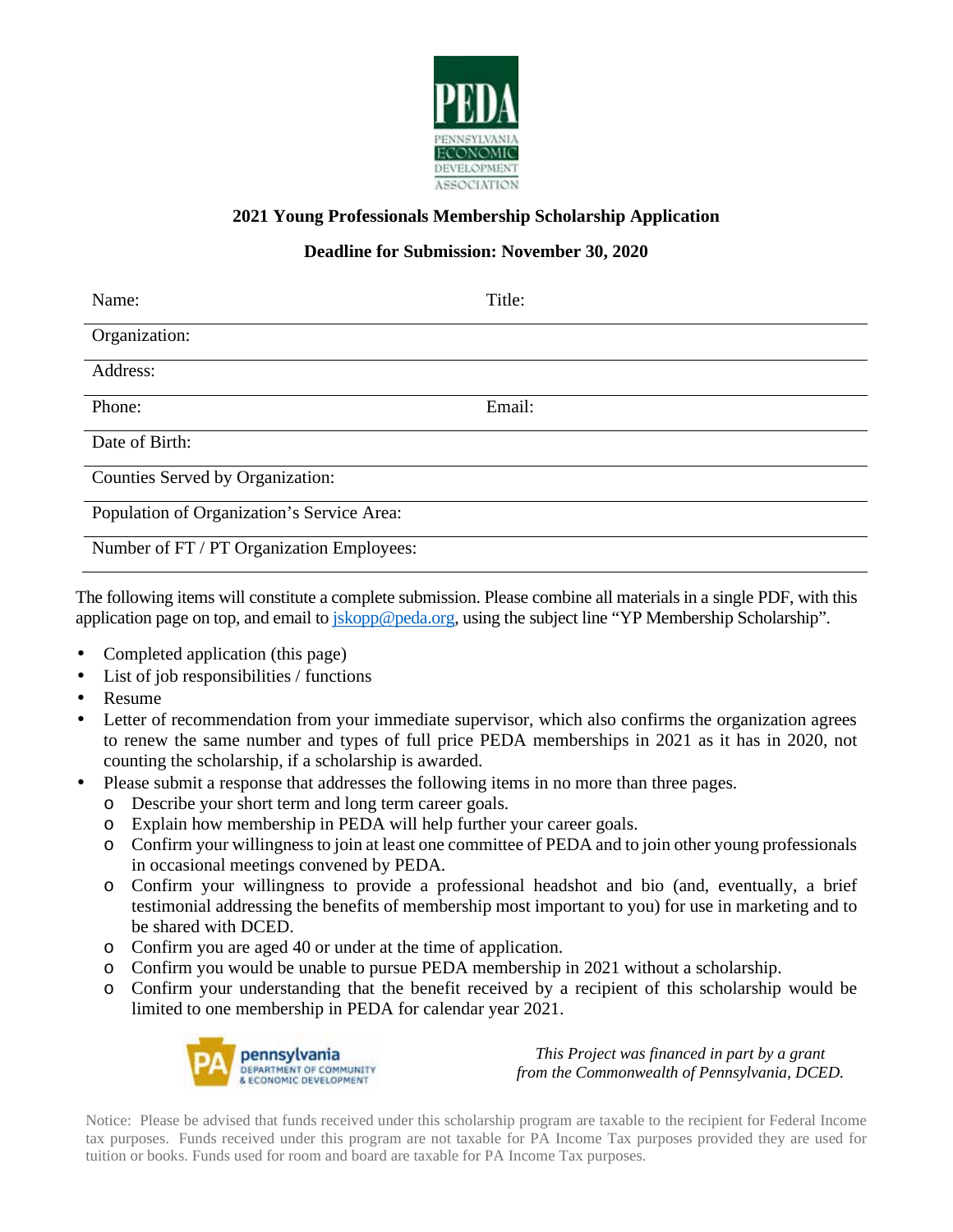PEDA
PENNSYLVANIA
ECONOMIC
DEVELOPMENT
ASSOCIATION

## 2021 Young Professionals Membership Scholarship Application

**Deadline for Submission: November 30, 2020**

| | |
|---|---|
| Name: | Title: |
| Organization: | |
| Address: | |
| Phone: | Email: |
| Date of Birth: | |
| Counties Served by Organization: | |
| Population of Organization's Service Area: | |
| Number of FT / PT Organization Employees: | |

The following items will constitute a complete submission. Please combine all materials in a single PDF, with this application page on top, and email to jskopp@peda.org, using the subject line "YP Membership Scholarship".

- Completed application (this page)
- List of job responsibilities / functions
- Resume
- Letter of recommendation from your immediate supervisor, which also confirms the organization agrees to renew the same number and types of full price PEDA memberships in 2021 as it has in 2020, not counting the scholarship, if a scholarship is awarded.
- Please submit a response that addresses the following items in no more than three pages.
  - Describe your short term and long term career goals.
  - Explain how membership in PEDA will help further your career goals.
  - Confirm your willingness to join at least one committee of PEDA and to join other young professionals in occasional meetings convened by PEDA.
  - Confirm your willingness to provide a professional headshot and bio (and, eventually, a brief testimonial addressing the benefits of membership most important to you) for use in marketing and to be shared with DCED.
  - Confirm you are aged 40 or under at the time of application.
  - Confirm you would be unable to pursue PEDA membership in 2021 without a scholarship.
  - Confirm your understanding that the benefit received by a recipient of this scholarship would be limited to one membership in PEDA for calendar year 2021.

PA pennsylvania DEPARTMENT OF COMMUNITY & ECONOMIC DEVELOPMENT

*This Project was financed in part by a grant from the Commonwealth of Pennsylvania, DCED.*

Notice: Please be advised that funds received under this scholarship program are taxable to the recipient for Federal Income tax purposes. Funds received under this program are not taxable for PA Income Tax purposes provided they are used for tuition or books. Funds used for room and board are taxable for PA Income Tax purposes.